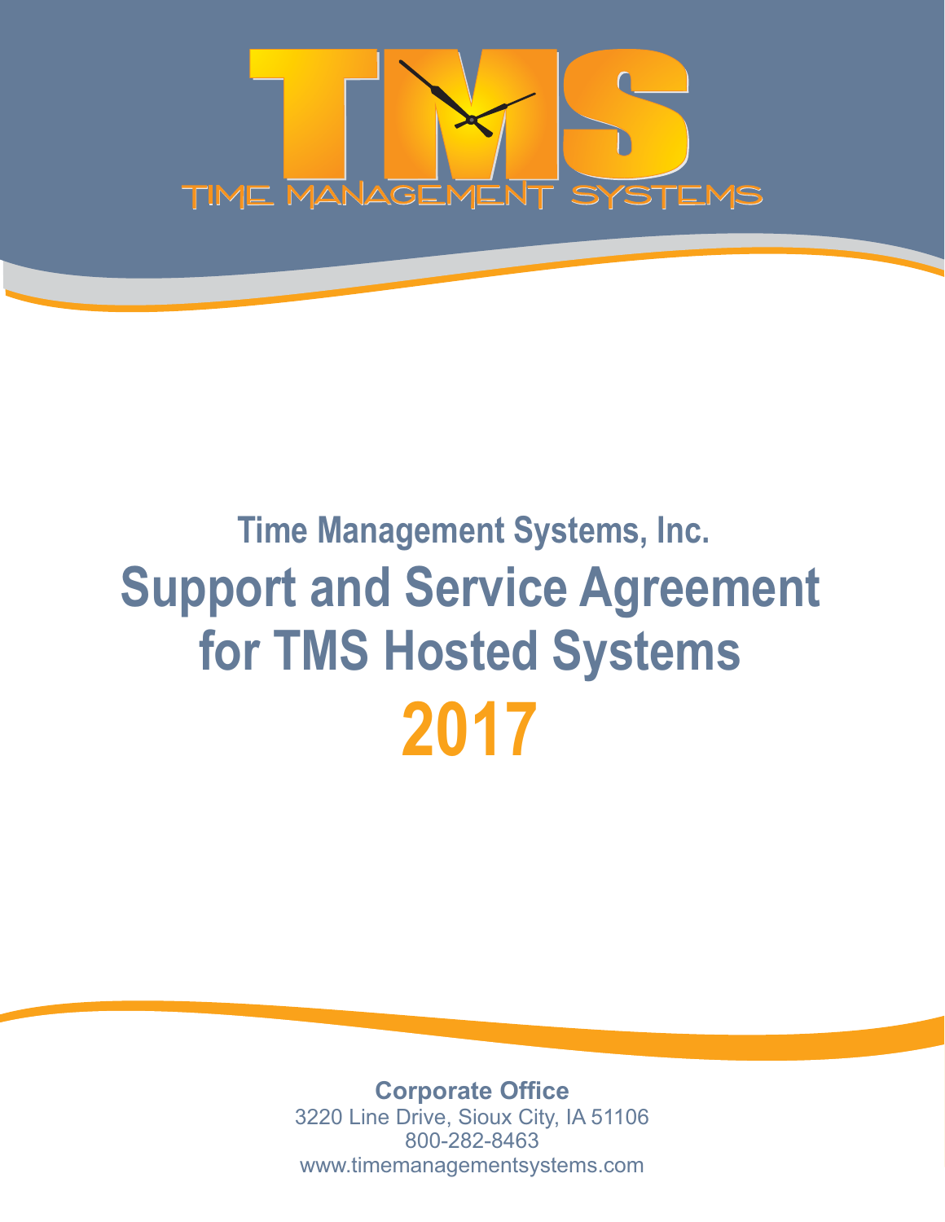TMS

TIME MANAGEMENT SYSTEMS

## Time Management Systems, Inc.

# Support and Service Agreement for TMS Hosted Systems

# 2017

**Corporate Office**
3220 Line Drive, Sioux City, IA 51106
800-282-8463
www.timemanagementsystems.com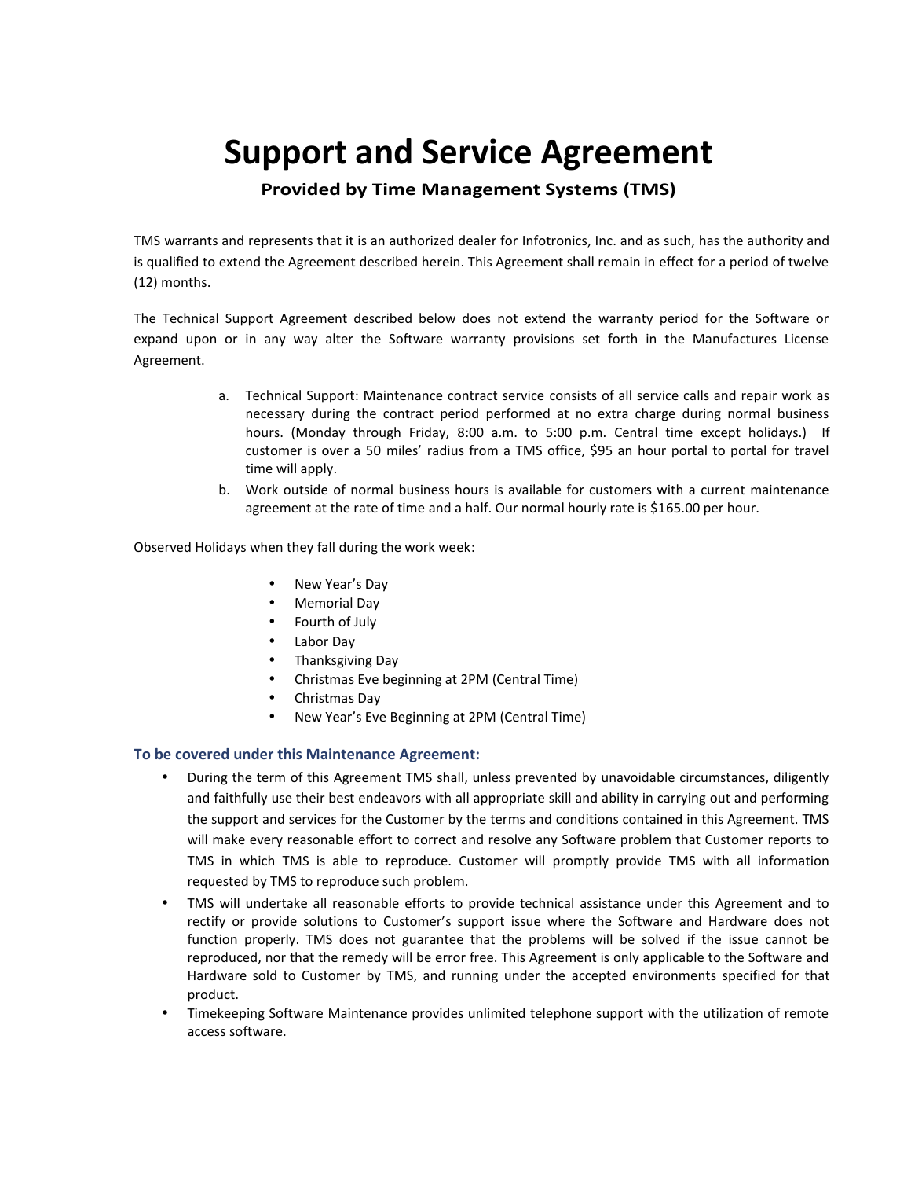# Support and Service Agreement

**Provided by Time Management Systems (TMS)**

TMS warrants and represents that it is an authorized dealer for Infotronics, Inc. and as such, has the authority and is qualified to extend the Agreement described herein. This Agreement shall remain in effect for a period of twelve (12) months.

The Technical Support Agreement described below does not extend the warranty period for the Software or expand upon or in any way alter the Software warranty provisions set forth in the Manufactures License Agreement.

a. Technical Support: Maintenance contract service consists of all service calls and repair work as necessary during the contract period performed at no extra charge during normal business hours. (Monday through Friday, 8:00 a.m. to 5:00 p.m. Central time except holidays.) If customer is over a 50 miles' radius from a TMS office, $95 an hour portal to portal for travel time will apply.
b. Work outside of normal business hours is available for customers with a current maintenance agreement at the rate of time and a half. Our normal hourly rate is $165.00 per hour.

Observed Holidays when they fall during the work week:

- New Year's Day
- Memorial Day
- Fourth of July
- Labor Day
- Thanksgiving Day
- Christmas Eve beginning at 2PM (Central Time)
- Christmas Day
- New Year's Eve Beginning at 2PM (Central Time)

### To be covered under this Maintenance Agreement:

- During the term of this Agreement TMS shall, unless prevented by unavoidable circumstances, diligently and faithfully use their best endeavors with all appropriate skill and ability in carrying out and performing the support and services for the Customer by the terms and conditions contained in this Agreement. TMS will make every reasonable effort to correct and resolve any Software problem that Customer reports to TMS in which TMS is able to reproduce. Customer will promptly provide TMS with all information requested by TMS to reproduce such problem.
- TMS will undertake all reasonable efforts to provide technical assistance under this Agreement and to rectify or provide solutions to Customer's support issue where the Software and Hardware does not function properly. TMS does not guarantee that the problems will be solved if the issue cannot be reproduced, nor that the remedy will be error free. This Agreement is only applicable to the Software and Hardware sold to Customer by TMS, and running under the accepted environments specified for that product.
- Timekeeping Software Maintenance provides unlimited telephone support with the utilization of remote access software.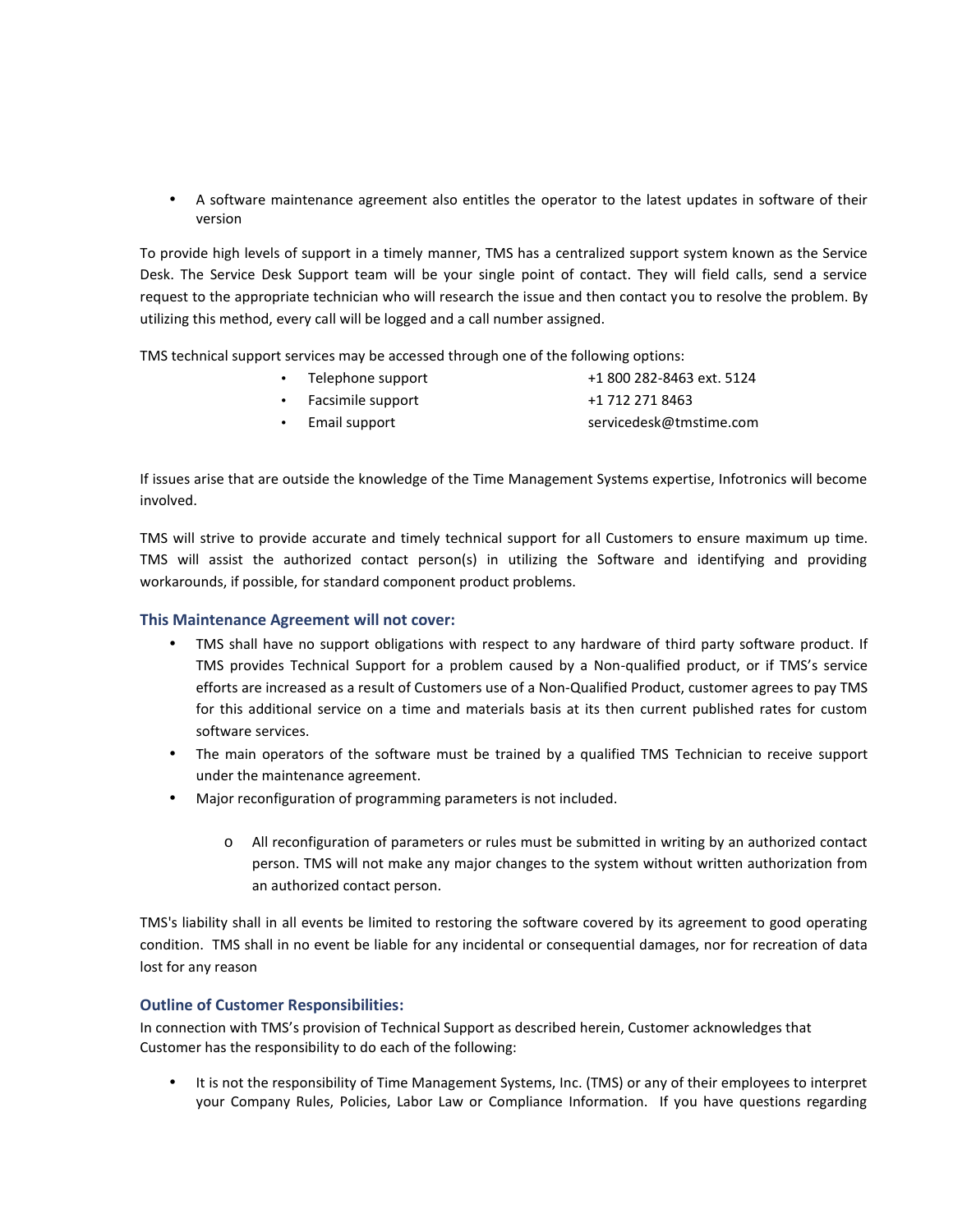- A software maintenance agreement also entitles the operator to the latest updates in software of their version

To provide high levels of support in a timely manner, TMS has a centralized support system known as the Service Desk. The Service Desk Support team will be your single point of contact. They will field calls, send a service request to the appropriate technician who will research the issue and then contact you to resolve the problem. By utilizing this method, every call will be logged and a call number assigned.

TMS technical support services may be accessed through one of the following options:

- Telephone support — +1 800 282-8463 ext. 5124
- Facsimile support — +1 712 271 8463
- Email support — servicedesk@tmstime.com

If issues arise that are outside the knowledge of the Time Management Systems expertise, Infotronics will become involved.

TMS will strive to provide accurate and timely technical support for all Customers to ensure maximum up time. TMS will assist the authorized contact person(s) in utilizing the Software and identifying and providing workarounds, if possible, for standard component product problems.

### This Maintenance Agreement will not cover:

- TMS shall have no support obligations with respect to any hardware of third party software product. If TMS provides Technical Support for a problem caused by a Non-qualified product, or if TMS's service efforts are increased as a result of Customers use of a Non-Qualified Product, customer agrees to pay TMS for this additional service on a time and materials basis at its then current published rates for custom software services.
- The main operators of the software must be trained by a qualified TMS Technician to receive support under the maintenance agreement.
- Major reconfiguration of programming parameters is not included.
    - All reconfiguration of parameters or rules must be submitted in writing by an authorized contact person. TMS will not make any major changes to the system without written authorization from an authorized contact person.

TMS's liability shall in all events be limited to restoring the software covered by its agreement to good operating condition. TMS shall in no event be liable for any incidental or consequential damages, nor for recreation of data lost for any reason

### Outline of Customer Responsibilities:

In connection with TMS's provision of Technical Support as described herein, Customer acknowledges that Customer has the responsibility to do each of the following:

- It is not the responsibility of Time Management Systems, Inc. (TMS) or any of their employees to interpret your Company Rules, Policies, Labor Law or Compliance Information. If you have questions regarding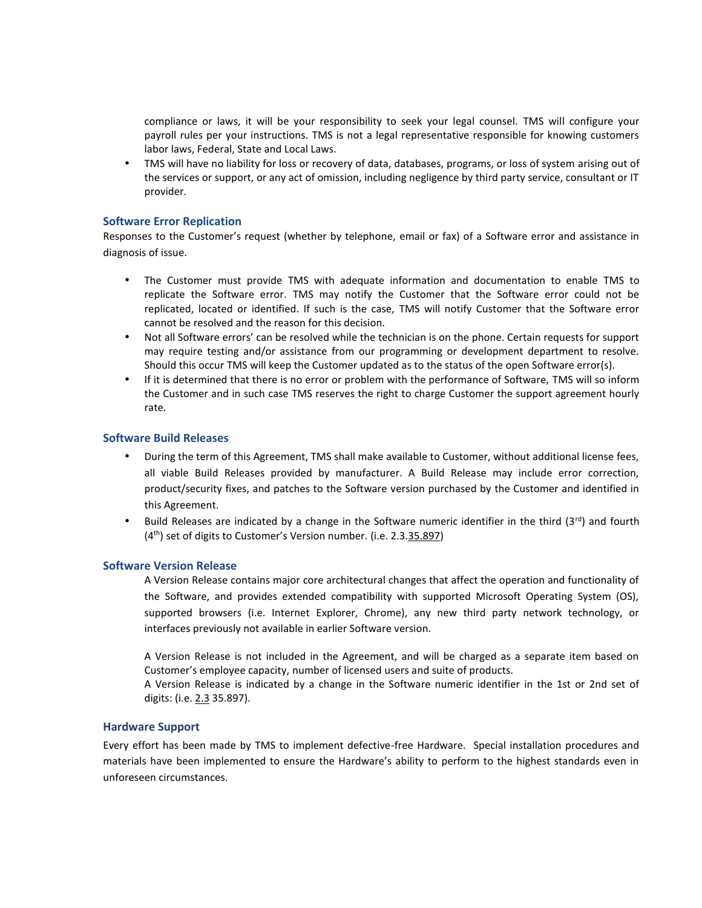compliance or laws, it will be your responsibility to seek your legal counsel. TMS will configure your payroll rules per your instructions. TMS is not a legal representative responsible for knowing customers labor laws, Federal, State and Local Laws.

- TMS will have no liability for loss or recovery of data, databases, programs, or loss of system arising out of the services or support, or any act of omission, including negligence by third party service, consultant or IT provider.

### Software Error Replication

Responses to the Customer's request (whether by telephone, email or fax) of a Software error and assistance in diagnosis of issue.

- The Customer must provide TMS with adequate information and documentation to enable TMS to replicate the Software error. TMS may notify the Customer that the Software error could not be replicated, located or identified. If such is the case, TMS will notify Customer that the Software error cannot be resolved and the reason for this decision.
- Not all Software errors' can be resolved while the technician is on the phone. Certain requests for support may require testing and/or assistance from our programming or development department to resolve. Should this occur TMS will keep the Customer updated as to the status of the open Software error(s).
- If it is determined that there is no error or problem with the performance of Software, TMS will so inform the Customer and in such case TMS reserves the right to charge Customer the support agreement hourly rate.

### Software Build Releases

- During the term of this Agreement, TMS shall make available to Customer, without additional license fees, all viable Build Releases provided by manufacturer. A Build Release may include error correction, product/security fixes, and patches to the Software version purchased by the Customer and identified in this Agreement.
- Build Releases are indicated by a change in the Software numeric identifier in the third (3rd) and fourth (4th) set of digits to Customer's Version number. (i.e. 2.3.35.897)

### Software Version Release

A Version Release contains major core architectural changes that affect the operation and functionality of the Software, and provides extended compatibility with supported Microsoft Operating System (OS), supported browsers (i.e. Internet Explorer, Chrome), any new third party network technology, or interfaces previously not available in earlier Software version.

A Version Release is not included in the Agreement, and will be charged as a separate item based on Customer's employee capacity, number of licensed users and suite of products.
A Version Release is indicated by a change in the Software numeric identifier in the 1st or 2nd set of digits: (i.e. 2.3 35.897).

### Hardware Support

Every effort has been made by TMS to implement defective-free Hardware. Special installation procedures and materials have been implemented to ensure the Hardware's ability to perform to the highest standards even in unforeseen circumstances.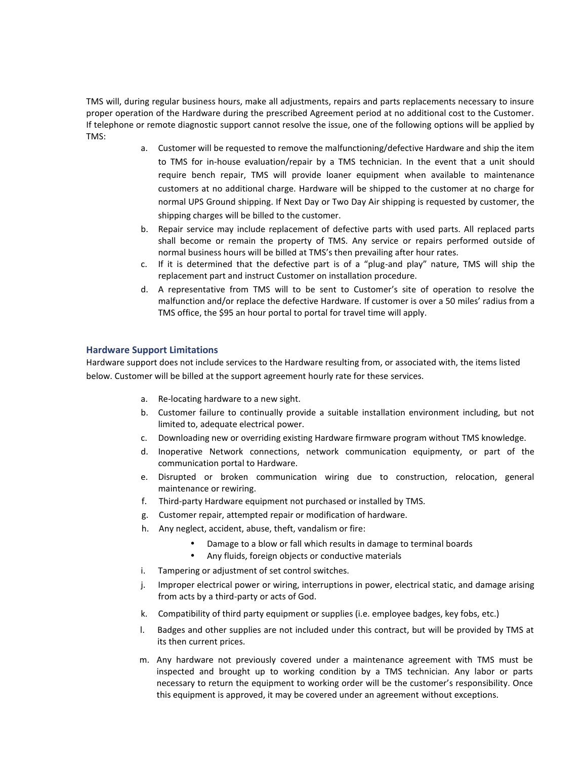TMS will, during regular business hours, make all adjustments, repairs and parts replacements necessary to insure proper operation of the Hardware during the prescribed Agreement period at no additional cost to the Customer. If telephone or remote diagnostic support cannot resolve the issue, one of the following options will be applied by TMS:

a. Customer will be requested to remove the malfunctioning/defective Hardware and ship the item to TMS for in-house evaluation/repair by a TMS technician. In the event that a unit should require bench repair, TMS will provide loaner equipment when available to maintenance customers at no additional charge. Hardware will be shipped to the customer at no charge for normal UPS Ground shipping. If Next Day or Two Day Air shipping is requested by customer, the shipping charges will be billed to the customer.
b. Repair service may include replacement of defective parts with used parts. All replaced parts shall become or remain the property of TMS. Any service or repairs performed outside of normal business hours will be billed at TMS's then prevailing after hour rates.
c. If it is determined that the defective part is of a "plug-and play" nature, TMS will ship the replacement part and instruct Customer on installation procedure.
d. A representative from TMS will to be sent to Customer's site of operation to resolve the malfunction and/or replace the defective Hardware. If customer is over a 50 miles' radius from a TMS office, the $95 an hour portal to portal for travel time will apply.

### Hardware Support Limitations

Hardware support does not include services to the Hardware resulting from, or associated with, the items listed below. Customer will be billed at the support agreement hourly rate for these services.

a. Re-locating hardware to a new sight.
b. Customer failure to continually provide a suitable installation environment including, but not limited to, adequate electrical power.
c. Downloading new or overriding existing Hardware firmware program without TMS knowledge.
d. Inoperative Network connections, network communication equipmenty, or part of the communication portal to Hardware.
e. Disrupted or broken communication wiring due to construction, relocation, general maintenance or rewiring.
f. Third-party Hardware equipment not purchased or installed by TMS.
g. Customer repair, attempted repair or modification of hardware.
h. Any neglect, accident, abuse, theft, vandalism or fire:
    - Damage to a blow or fall which results in damage to terminal boards
    - Any fluids, foreign objects or conductive materials
i. Tampering or adjustment of set control switches.
j. Improper electrical power or wiring, interruptions in power, electrical static, and damage arising from acts by a third-party or acts of God.
k. Compatibility of third party equipment or supplies (i.e. employee badges, key fobs, etc.)
l. Badges and other supplies are not included under this contract, but will be provided by TMS at its then current prices.
m. Any hardware not previously covered under a maintenance agreement with TMS must be inspected and brought up to working condition by a TMS technician. Any labor or parts necessary to return the equipment to working order will be the customer's responsibility. Once this equipment is approved, it may be covered under an agreement without exceptions.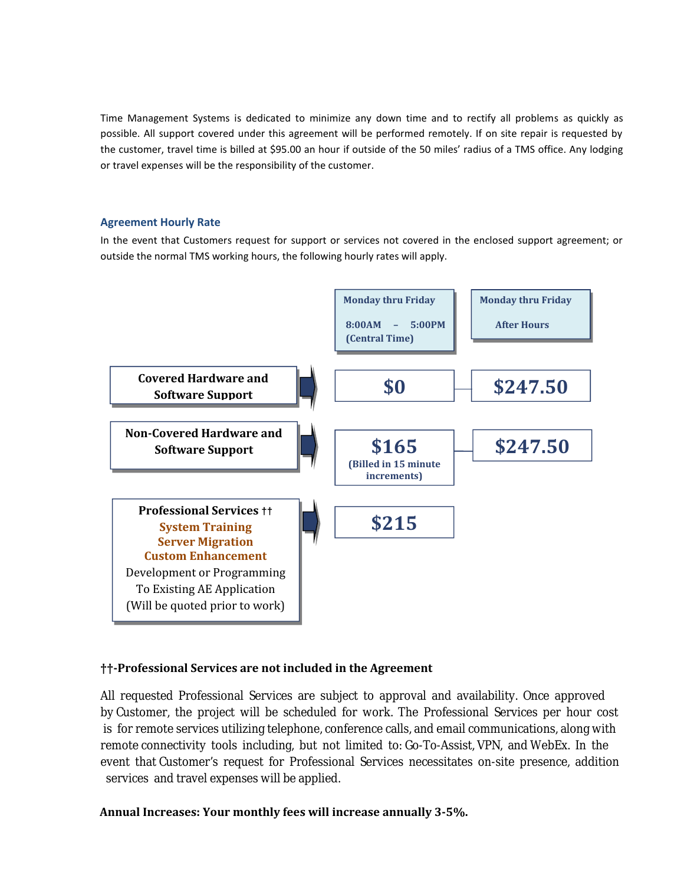Time Management Systems is dedicated to minimize any down time and to rectify all problems as quickly as possible. All support covered under this agreement will be performed remotely. If on site repair is requested by the customer, travel time is billed at $95.00 an hour if outside of the 50 miles' radius of a TMS office. Any lodging or travel expenses will be the responsibility of the customer.

### Agreement Hourly Rate

In the event that Customers request for support or services not covered in the enclosed support agreement; or outside the normal TMS working hours, the following hourly rates will apply.

| | Monday thru Friday 8:00AM – 5:00PM (Central Time) | Monday thru Friday After Hours |
|---|---|---|
| **Covered Hardware and Software Support** | **$0** | **$247.50** |
| **Non-Covered Hardware and Software Support** | **$165** (Billed in 15 minute increments) | **$247.50** |
| **Professional Services ††** System Training, Server Migration, Custom Enhancement, Development or Programming To Existing AE Application (Will be quoted prior to work) | **$215** | |

**††-Professional Services are not included in the Agreement**

All requested Professional Services are subject to approval and availability. Once approved by Customer, the project will be scheduled for work. The Professional Services per hour cost is for remote services utilizing telephone, conference calls, and email communications, along with remote connectivity tools including, but not limited to: Go-To-Assist, VPN, and WebEx. In the event that Customer's request for Professional Services necessitates on-site presence, addition services and travel expenses will be applied.

**Annual Increases: Your monthly fees will increase annually 3-5%.**